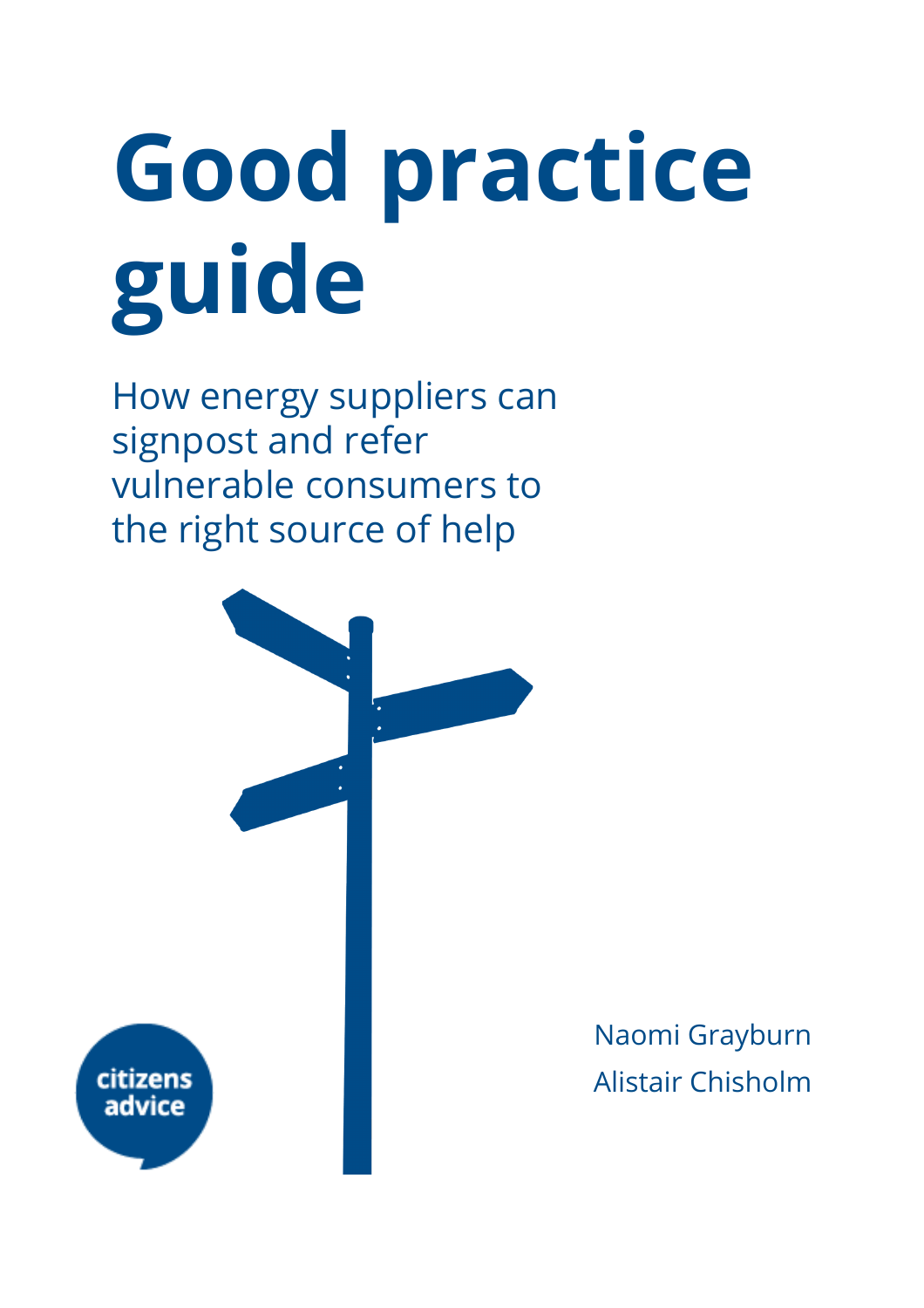# Good practice guide

How energy suppliers can signpost and refer vulnerable consumers to the right source of help

Naomi Grayburn

Alistair Chisholm

citizens advice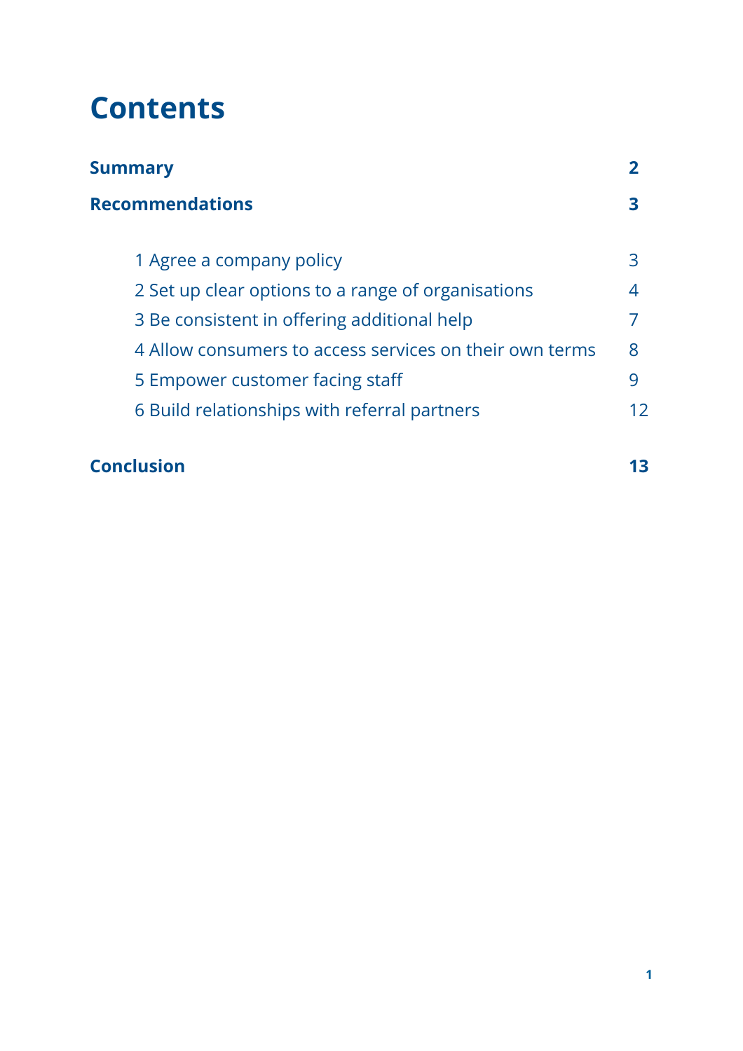# Contents

| | |
|---|---|
| **Summary** | **2** |
| **Recommendations** | **3** |
| 1 Agree a company policy | 3 |
| 2 Set up clear options to a range of organisations | 4 |
| 3 Be consistent in offering additional help | 7 |
| 4 Allow consumers to access services on their own terms | 8 |
| 5 Empower customer facing staff | 9 |
| 6 Build relationships with referral partners | 12 |
| **Conclusion** | **13** |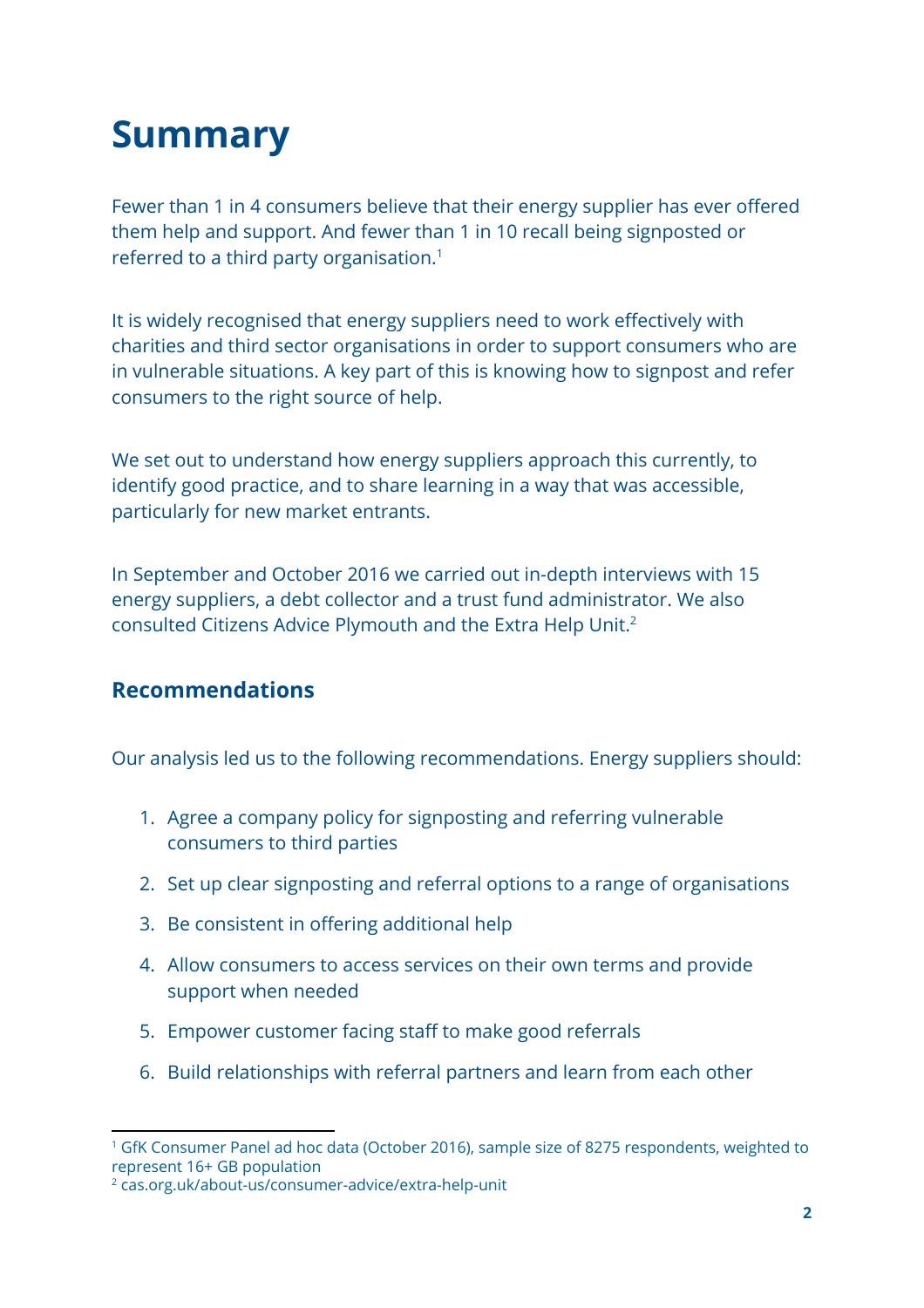# Summary

Fewer than 1 in 4 consumers believe that their energy supplier has ever offered them help and support. And fewer than 1 in 10 recall being signposted or referred to a third party organisation.[1]

It is widely recognised that energy suppliers need to work effectively with charities and third sector organisations in order to support consumers who are in vulnerable situations. A key part of this is knowing how to signpost and refer consumers to the right source of help.

We set out to understand how energy suppliers approach this currently, to identify good practice, and to share learning in a way that was accessible, particularly for new market entrants.

In September and October 2016 we carried out in-depth interviews with 15 energy suppliers, a debt collector and a trust fund administrator. We also consulted Citizens Advice Plymouth and the Extra Help Unit.[2]

## Recommendations

Our analysis led us to the following recommendations. Energy suppliers should:

1. Agree a company policy for signposting and referring vulnerable consumers to third parties
2. Set up clear signposting and referral options to a range of organisations
3. Be consistent in offering additional help
4. Allow consumers to access services on their own terms and provide support when needed
5. Empower customer facing staff to make good referrals
6. Build relationships with referral partners and learn from each other

---

[1] GfK Consumer Panel ad hoc data (October 2016), sample size of 8275 respondents, weighted to represent 16+ GB population

[2] cas.org.uk/about-us/consumer-advice/extra-help-unit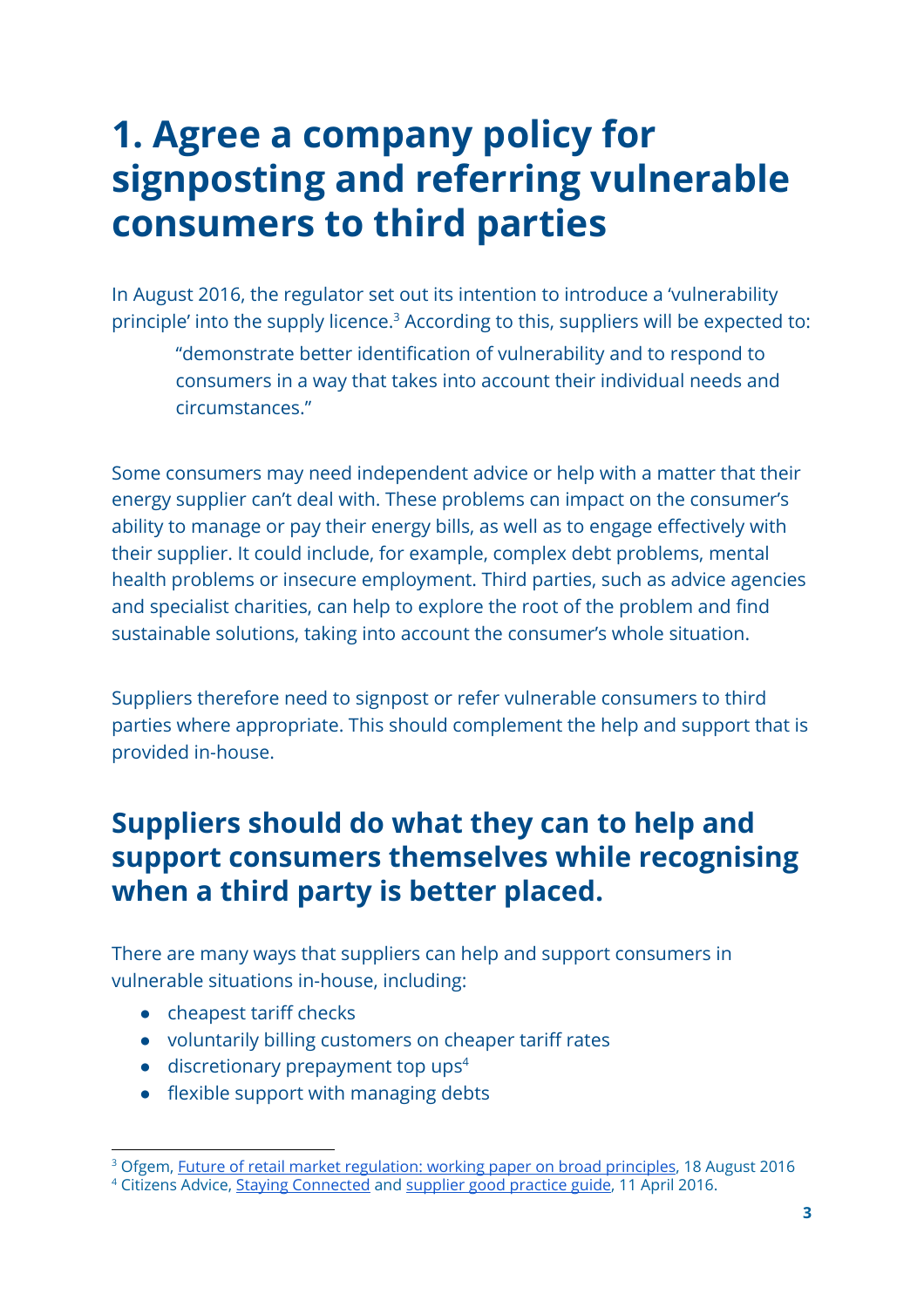# 1. Agree a company policy for signposting and referring vulnerable consumers to third parties

In August 2016, the regulator set out its intention to introduce a 'vulnerability principle' into the supply licence.[3] According to this, suppliers will be expected to:

> "demonstrate better identification of vulnerability and to respond to consumers in a way that takes into account their individual needs and circumstances."

Some consumers may need independent advice or help with a matter that their energy supplier can't deal with. These problems can impact on the consumer's ability to manage or pay their energy bills, as well as to engage effectively with their supplier. It could include, for example, complex debt problems, mental health problems or insecure employment. Third parties, such as advice agencies and specialist charities, can help to explore the root of the problem and find sustainable solutions, taking into account the consumer's whole situation.

Suppliers therefore need to signpost or refer vulnerable consumers to third parties where appropriate. This should complement the help and support that is provided in-house.

## Suppliers should do what they can to help and support consumers themselves while recognising when a third party is better placed.

There are many ways that suppliers can help and support consumers in vulnerable situations in-house, including:

- cheapest tariff checks
- voluntarily billing customers on cheaper tariff rates
- discretionary prepayment top ups[4]
- flexible support with managing debts

---

[3] Ofgem, Future of retail market regulation: working paper on broad principles, 18 August 2016

[4] Citizens Advice, Staying Connected and supplier good practice guide, 11 April 2016.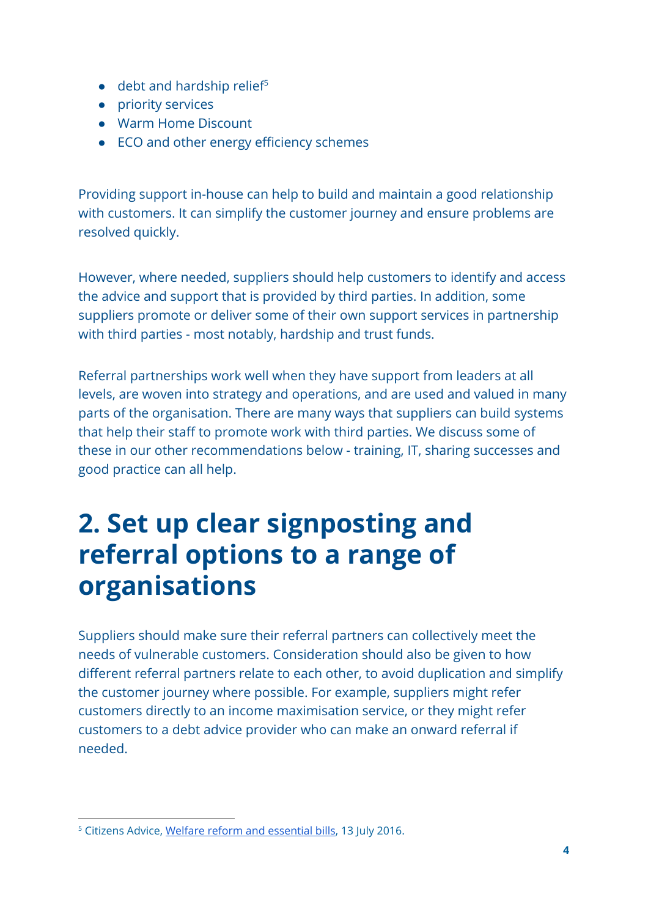- debt and hardship relief[5]
- priority services
- Warm Home Discount
- ECO and other energy efficiency schemes

Providing support in-house can help to build and maintain a good relationship with customers. It can simplify the customer journey and ensure problems are resolved quickly.

However, where needed, suppliers should help customers to identify and access the advice and support that is provided by third parties. In addition, some suppliers promote or deliver some of their own support services in partnership with third parties - most notably, hardship and trust funds.

Referral partnerships work well when they have support from leaders at all levels, are woven into strategy and operations, and are used and valued in many parts of the organisation. There are many ways that suppliers can build systems that help their staff to promote work with third parties. We discuss some of these in our other recommendations below - training, IT, sharing successes and good practice can all help.

# 2. Set up clear signposting and referral options to a range of organisations

Suppliers should make sure their referral partners can collectively meet the needs of vulnerable customers. Consideration should also be given to how different referral partners relate to each other, to avoid duplication and simplify the customer journey where possible. For example, suppliers might refer customers directly to an income maximisation service, or they might refer customers to a debt advice provider who can make an onward referral if needed.

---

[5] Citizens Advice, Welfare reform and essential bills, 13 July 2016.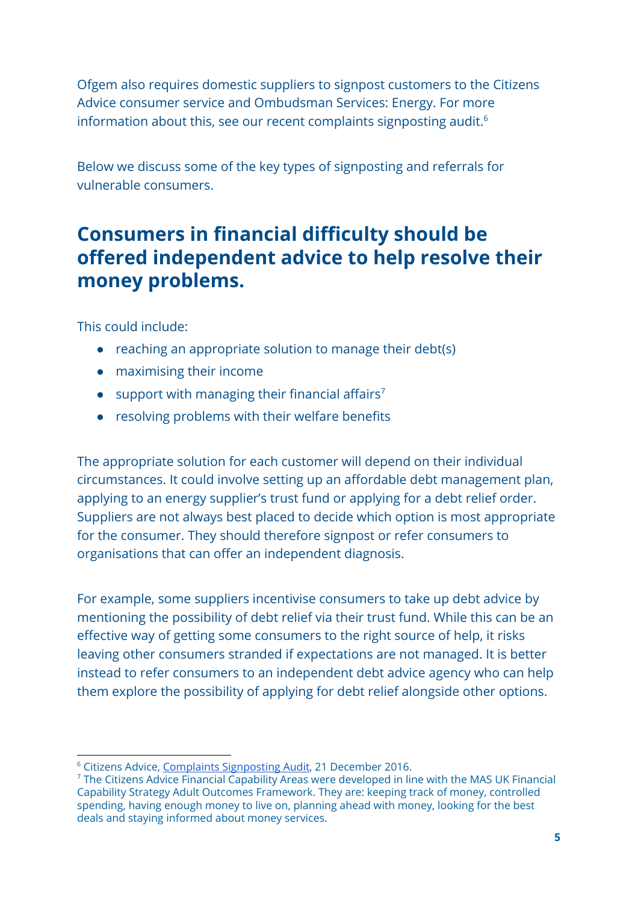Ofgem also requires domestic suppliers to signpost customers to the Citizens Advice consumer service and Ombudsman Services: Energy. For more information about this, see our recent complaints signposting audit.[6]

Below we discuss some of the key types of signposting and referrals for vulnerable consumers.

## Consumers in financial difficulty should be offered independent advice to help resolve their money problems.

This could include:

- reaching an appropriate solution to manage their debt(s)
- maximising their income
- support with managing their financial affairs[7]
- resolving problems with their welfare benefits

The appropriate solution for each customer will depend on their individual circumstances. It could involve setting up an affordable debt management plan, applying to an energy supplier's trust fund or applying for a debt relief order. Suppliers are not always best placed to decide which option is most appropriate for the consumer. They should therefore signpost or refer consumers to organisations that can offer an independent diagnosis.

For example, some suppliers incentivise consumers to take up debt advice by mentioning the possibility of debt relief via their trust fund. While this can be an effective way of getting some consumers to the right source of help, it risks leaving other consumers stranded if expectations are not managed. It is better instead to refer consumers to an independent debt advice agency who can help them explore the possibility of applying for debt relief alongside other options.

---

[6] Citizens Advice, Complaints Signposting Audit, 21 December 2016.

[7] The Citizens Advice Financial Capability Areas were developed in line with the MAS UK Financial Capability Strategy Adult Outcomes Framework. They are: keeping track of money, controlled spending, having enough money to live on, planning ahead with money, looking for the best deals and staying informed about money services.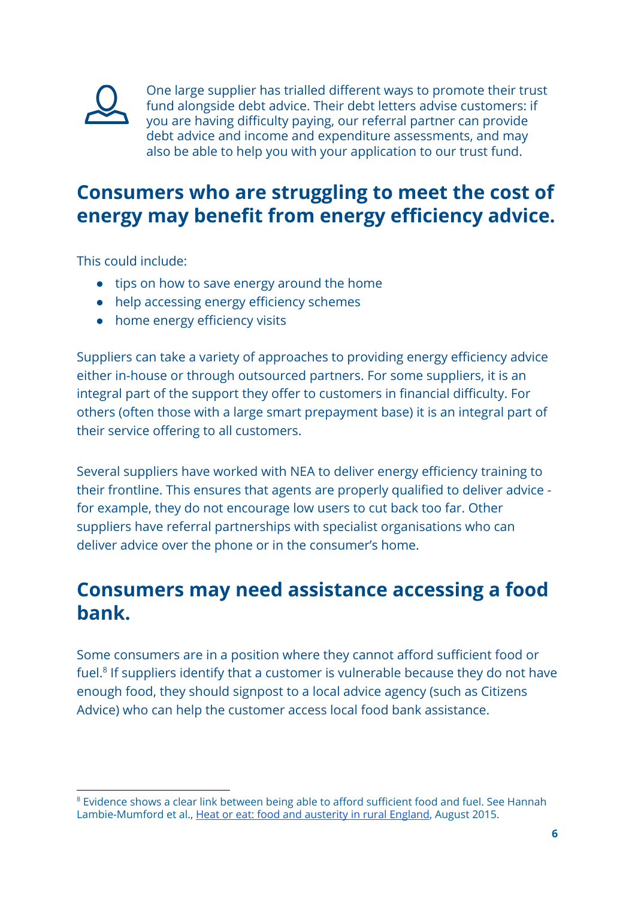One large supplier has trialled different ways to promote their trust fund alongside debt advice. Their debt letters advise customers: if you are having difficulty paying, our referral partner can provide debt advice and income and expenditure assessments, and may also be able to help you with your application to our trust fund.

## Consumers who are struggling to meet the cost of energy may benefit from energy efficiency advice.

This could include:

- tips on how to save energy around the home
- help accessing energy efficiency schemes
- home energy efficiency visits

Suppliers can take a variety of approaches to providing energy efficiency advice either in-house or through outsourced partners. For some suppliers, it is an integral part of the support they offer to customers in financial difficulty. For others (often those with a large smart prepayment base) it is an integral part of their service offering to all customers.

Several suppliers have worked with NEA to deliver energy efficiency training to their frontline. This ensures that agents are properly qualified to deliver advice - for example, they do not encourage low users to cut back too far. Other suppliers have referral partnerships with specialist organisations who can deliver advice over the phone or in the consumer's home.

## Consumers may need assistance accessing a food bank.

Some consumers are in a position where they cannot afford sufficient food or fuel.[8] If suppliers identify that a customer is vulnerable because they do not have enough food, they should signpost to a local advice agency (such as Citizens Advice) who can help the customer access local food bank assistance.

---

[8] Evidence shows a clear link between being able to afford sufficient food and fuel. See Hannah Lambie-Mumford et al., Heat or eat: food and austerity in rural England, August 2015.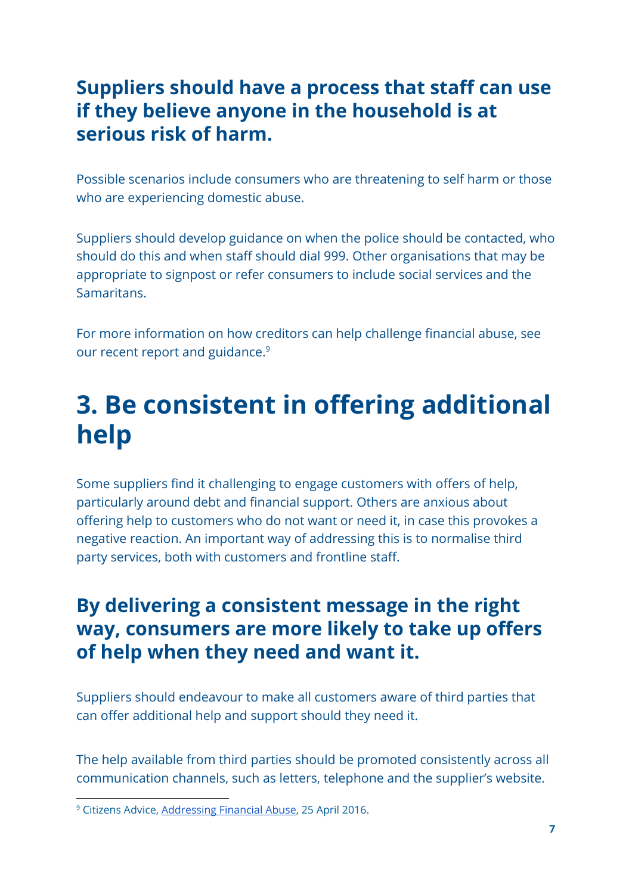### Suppliers should have a process that staff can use if they believe anyone in the household is at serious risk of harm.

Possible scenarios include consumers who are threatening to self harm or those who are experiencing domestic abuse.

Suppliers should develop guidance on when the police should be contacted, who should do this and when staff should dial 999. Other organisations that may be appropriate to signpost or refer consumers to include social services and the Samaritans.

For more information on how creditors can help challenge financial abuse, see our recent report and guidance.[9]

## 3. Be consistent in offering additional help

Some suppliers find it challenging to engage customers with offers of help, particularly around debt and financial support. Others are anxious about offering help to customers who do not want or need it, in case this provokes a negative reaction. An important way of addressing this is to normalise third party services, both with customers and frontline staff.

### By delivering a consistent message in the right way, consumers are more likely to take up offers of help when they need and want it.

Suppliers should endeavour to make all customers aware of third parties that can offer additional help and support should they need it.

The help available from third parties should be promoted consistently across all communication channels, such as letters, telephone and the supplier's website.

[9] Citizens Advice, Addressing Financial Abuse, 25 April 2016.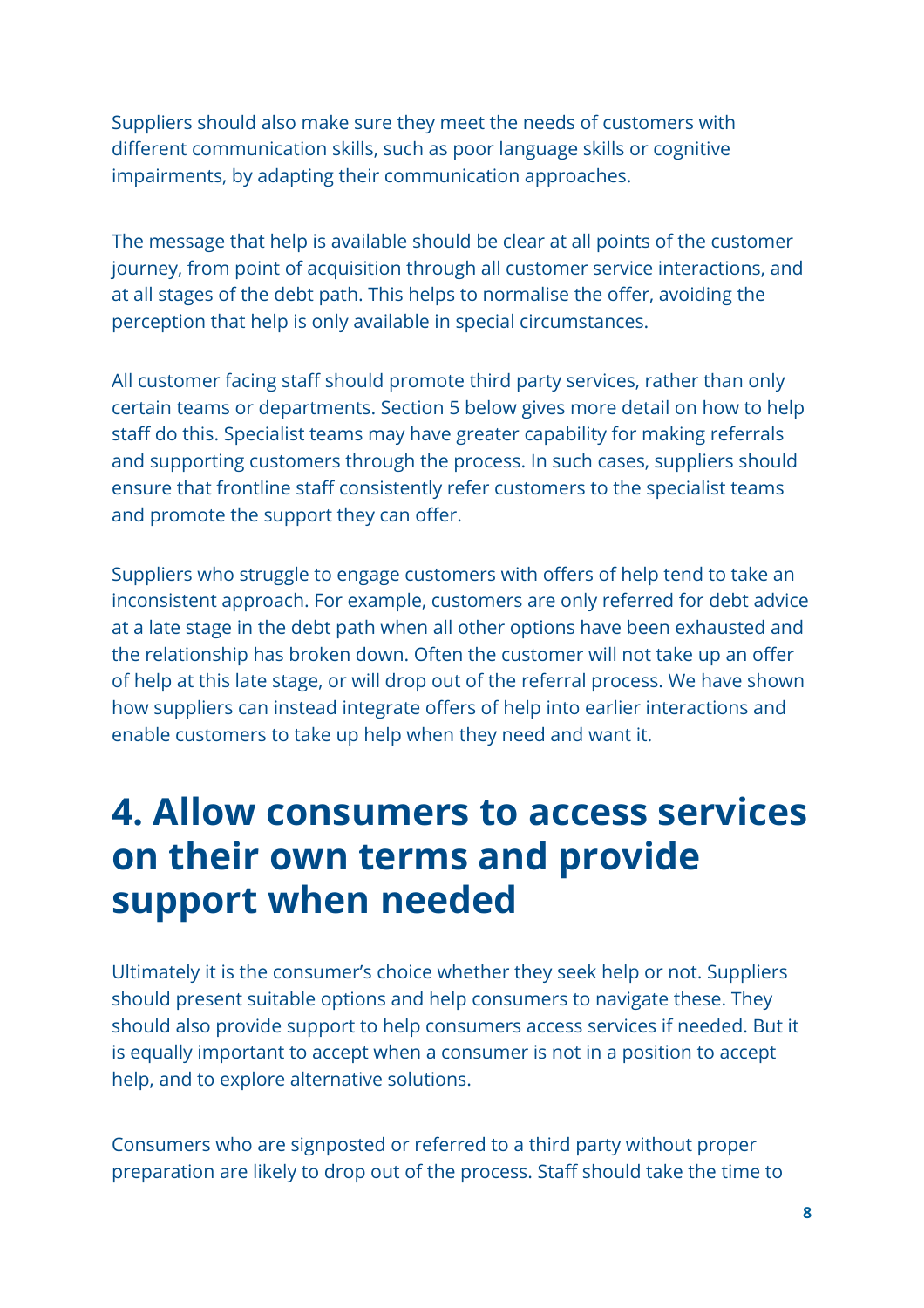Suppliers should also make sure they meet the needs of customers with different communication skills, such as poor language skills or cognitive impairments, by adapting their communication approaches.

The message that help is available should be clear at all points of the customer journey, from point of acquisition through all customer service interactions, and at all stages of the debt path. This helps to normalise the offer, avoiding the perception that help is only available in special circumstances.

All customer facing staff should promote third party services, rather than only certain teams or departments. Section 5 below gives more detail on how to help staff do this. Specialist teams may have greater capability for making referrals and supporting customers through the process. In such cases, suppliers should ensure that frontline staff consistently refer customers to the specialist teams and promote the support they can offer.

Suppliers who struggle to engage customers with offers of help tend to take an inconsistent approach. For example, customers are only referred for debt advice at a late stage in the debt path when all other options have been exhausted and the relationship has broken down. Often the customer will not take up an offer of help at this late stage, or will drop out of the referral process. We have shown how suppliers can instead integrate offers of help into earlier interactions and enable customers to take up help when they need and want it.

# 4. Allow consumers to access services on their own terms and provide support when needed

Ultimately it is the consumer's choice whether they seek help or not. Suppliers should present suitable options and help consumers to navigate these. They should also provide support to help consumers access services if needed. But it is equally important to accept when a consumer is not in a position to accept help, and to explore alternative solutions.

Consumers who are signposted or referred to a third party without proper preparation are likely to drop out of the process. Staff should take the time to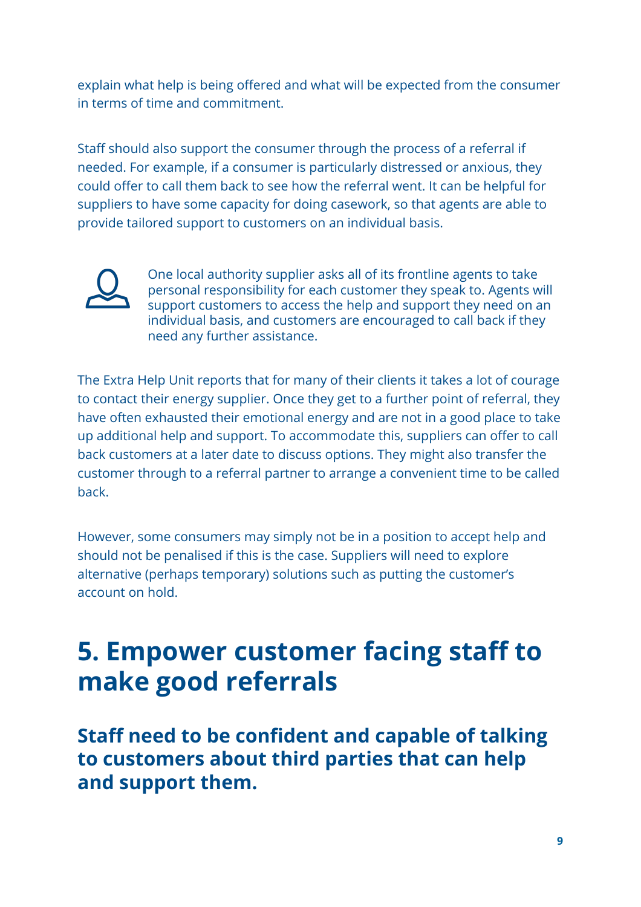explain what help is being offered and what will be expected from the consumer in terms of time and commitment.

Staff should also support the consumer through the process of a referral if needed. For example, if a consumer is particularly distressed or anxious, they could offer to call them back to see how the referral went. It can be helpful for suppliers to have some capacity for doing casework, so that agents are able to provide tailored support to customers on an individual basis.

One local authority supplier asks all of its frontline agents to take personal responsibility for each customer they speak to. Agents will support customers to access the help and support they need on an individual basis, and customers are encouraged to call back if they need any further assistance.

The Extra Help Unit reports that for many of their clients it takes a lot of courage to contact their energy supplier. Once they get to a further point of referral, they have often exhausted their emotional energy and are not in a good place to take up additional help and support. To accommodate this, suppliers can offer to call back customers at a later date to discuss options. They might also transfer the customer through to a referral partner to arrange a convenient time to be called back.

However, some consumers may simply not be in a position to accept help and should not be penalised if this is the case. Suppliers will need to explore alternative (perhaps temporary) solutions such as putting the customer's account on hold.

# 5. Empower customer facing staff to make good referrals

## Staff need to be confident and capable of talking to customers about third parties that can help and support them.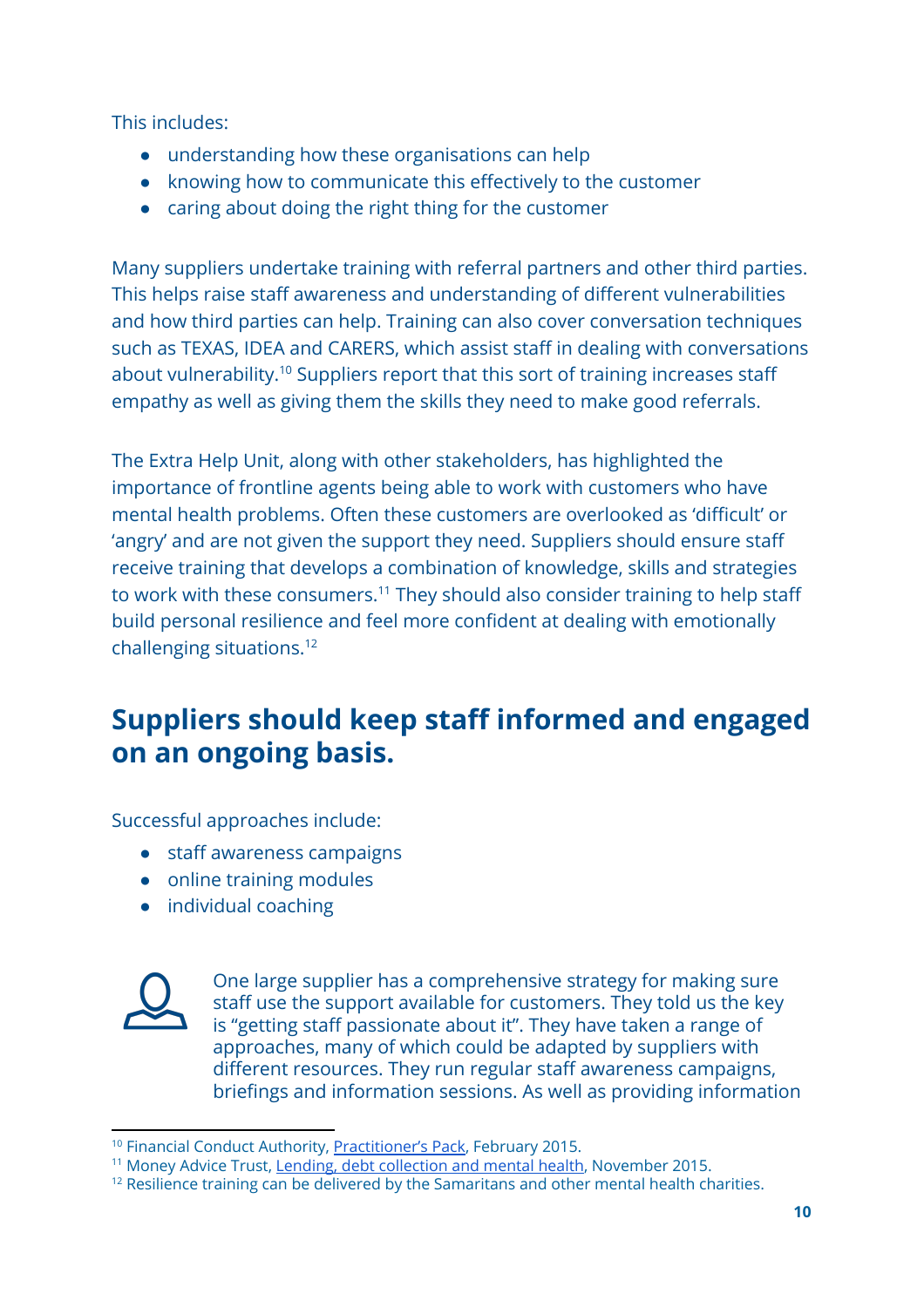This includes:

- understanding how these organisations can help
- knowing how to communicate this effectively to the customer
- caring about doing the right thing for the customer

Many suppliers undertake training with referral partners and other third parties. This helps raise staff awareness and understanding of different vulnerabilities and how third parties can help. Training can also cover conversation techniques such as TEXAS, IDEA and CARERS, which assist staff in dealing with conversations about vulnerability.[10] Suppliers report that this sort of training increases staff empathy as well as giving them the skills they need to make good referrals.

The Extra Help Unit, along with other stakeholders, has highlighted the importance of frontline agents being able to work with customers who have mental health problems. Often these customers are overlooked as 'difficult' or 'angry' and are not given the support they need. Suppliers should ensure staff receive training that develops a combination of knowledge, skills and strategies to work with these consumers.[11] They should also consider training to help staff build personal resilience and feel more confident at dealing with emotionally challenging situations.[12]

## Suppliers should keep staff informed and engaged on an ongoing basis.

Successful approaches include:

- staff awareness campaigns
- online training modules
- individual coaching

One large supplier has a comprehensive strategy for making sure staff use the support available for customers. They told us the key is "getting staff passionate about it". They have taken a range of approaches, many of which could be adapted by suppliers with different resources. They run regular staff awareness campaigns, briefings and information sessions. As well as providing information

[10] Financial Conduct Authority, Practitioner's Pack, February 2015.
[11] Money Advice Trust, Lending, debt collection and mental health, November 2015.
[12] Resilience training can be delivered by the Samaritans and other mental health charities.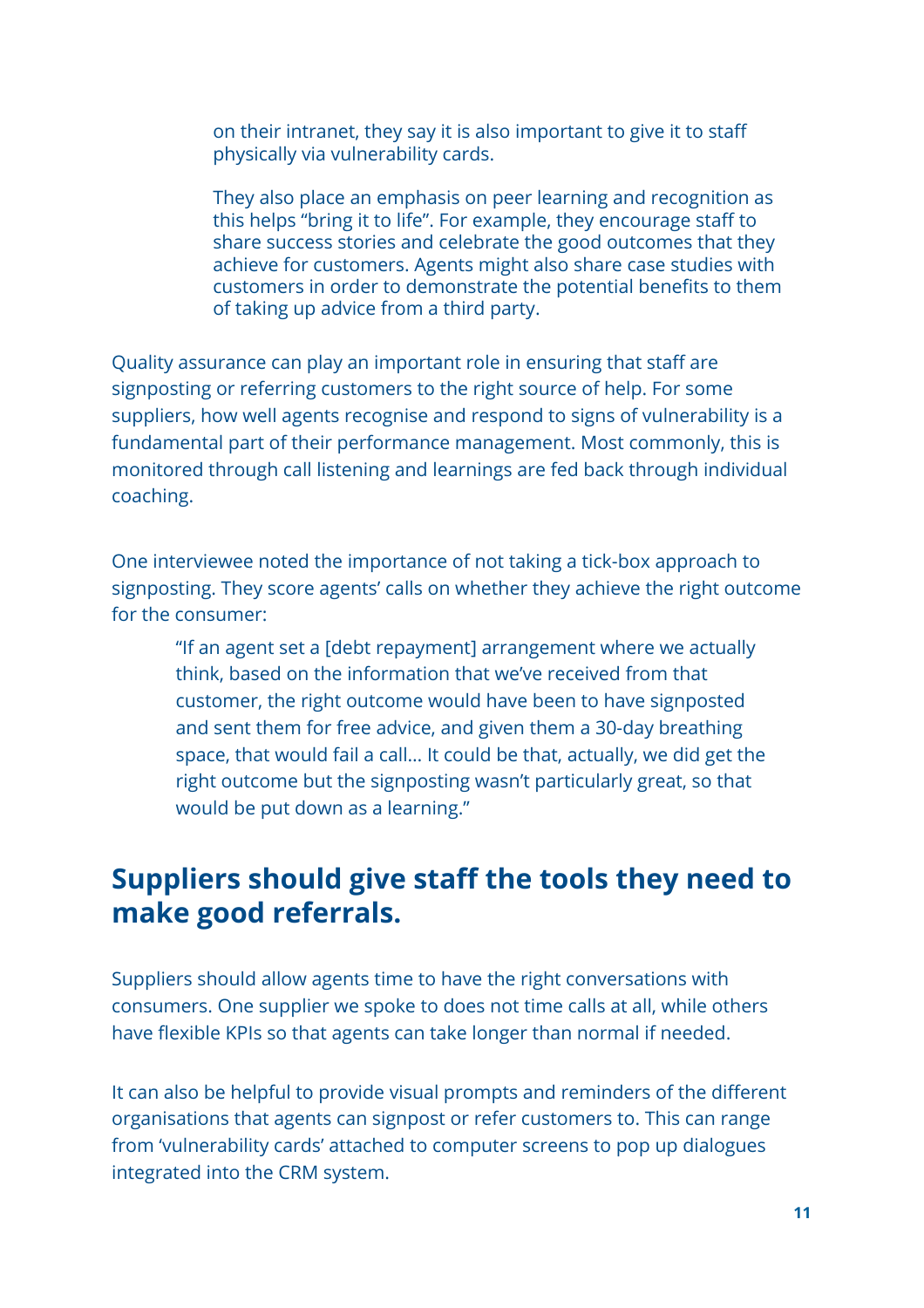> on their intranet, they say it is also important to give it to staff physically via vulnerability cards.
>
> They also place an emphasis on peer learning and recognition as this helps "bring it to life". For example, they encourage staff to share success stories and celebrate the good outcomes that they achieve for customers. Agents might also share case studies with customers in order to demonstrate the potential benefits to them of taking up advice from a third party.

Quality assurance can play an important role in ensuring that staff are signposting or referring customers to the right source of help. For some suppliers, how well agents recognise and respond to signs of vulnerability is a fundamental part of their performance management. Most commonly, this is monitored through call listening and learnings are fed back through individual coaching.

One interviewee noted the importance of not taking a tick-box approach to signposting. They score agents' calls on whether they achieve the right outcome for the consumer:

> "If an agent set a [debt repayment] arrangement where we actually think, based on the information that we've received from that customer, the right outcome would have been to have signposted and sent them for free advice, and given them a 30-day breathing space, that would fail a call... It could be that, actually, we did get the right outcome but the signposting wasn't particularly great, so that would be put down as a learning."

## Suppliers should give staff the tools they need to make good referrals.

Suppliers should allow agents time to have the right conversations with consumers. One supplier we spoke to does not time calls at all, while others have flexible KPIs so that agents can take longer than normal if needed.

It can also be helpful to provide visual prompts and reminders of the different organisations that agents can signpost or refer customers to. This can range from 'vulnerability cards' attached to computer screens to pop up dialogues integrated into the CRM system.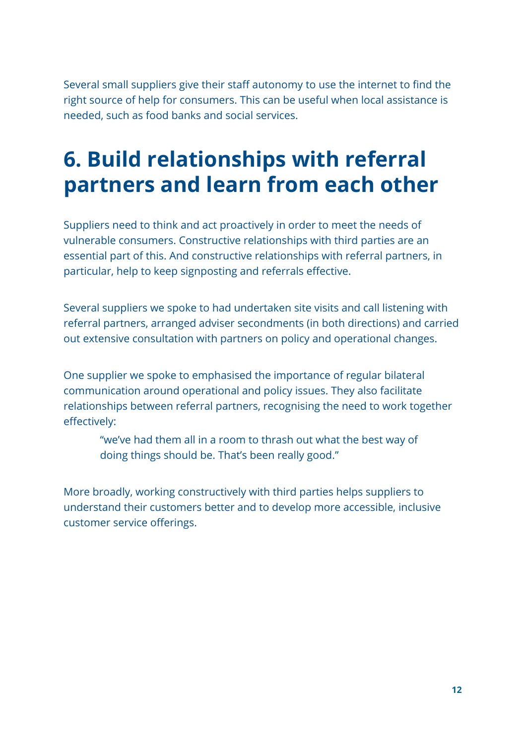Several small suppliers give their staff autonomy to use the internet to find the right source of help for consumers. This can be useful when local assistance is needed, such as food banks and social services.

# 6. Build relationships with referral partners and learn from each other

Suppliers need to think and act proactively in order to meet the needs of vulnerable consumers. Constructive relationships with third parties are an essential part of this. And constructive relationships with referral partners, in particular, help to keep signposting and referrals effective.

Several suppliers we spoke to had undertaken site visits and call listening with referral partners, arranged adviser secondments (in both directions) and carried out extensive consultation with partners on policy and operational changes.

One supplier we spoke to emphasised the importance of regular bilateral communication around operational and policy issues. They also facilitate relationships between referral partners, recognising the need to work together effectively:

> "we've had them all in a room to thrash out what the best way of doing things should be. That's been really good."

More broadly, working constructively with third parties helps suppliers to understand their customers better and to develop more accessible, inclusive customer service offerings.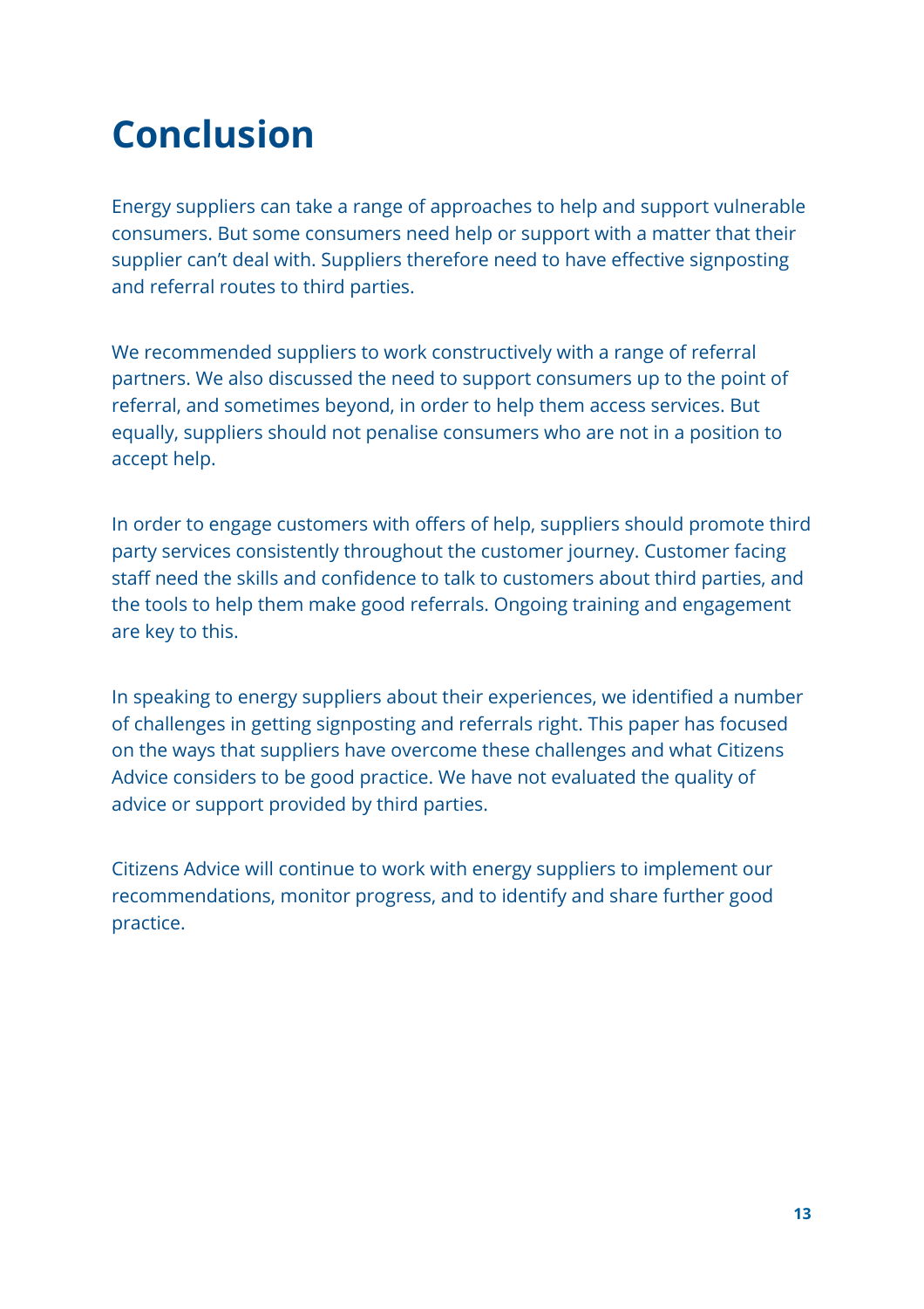# Conclusion

Energy suppliers can take a range of approaches to help and support vulnerable consumers. But some consumers need help or support with a matter that their supplier can't deal with. Suppliers therefore need to have effective signposting and referral routes to third parties.

We recommended suppliers to work constructively with a range of referral partners. We also discussed the need to support consumers up to the point of referral, and sometimes beyond, in order to help them access services. But equally, suppliers should not penalise consumers who are not in a position to accept help.

In order to engage customers with offers of help, suppliers should promote third party services consistently throughout the customer journey. Customer facing staff need the skills and confidence to talk to customers about third parties, and the tools to help them make good referrals. Ongoing training and engagement are key to this.

In speaking to energy suppliers about their experiences, we identified a number of challenges in getting signposting and referrals right. This paper has focused on the ways that suppliers have overcome these challenges and what Citizens Advice considers to be good practice. We have not evaluated the quality of advice or support provided by third parties.

Citizens Advice will continue to work with energy suppliers to implement our recommendations, monitor progress, and to identify and share further good practice.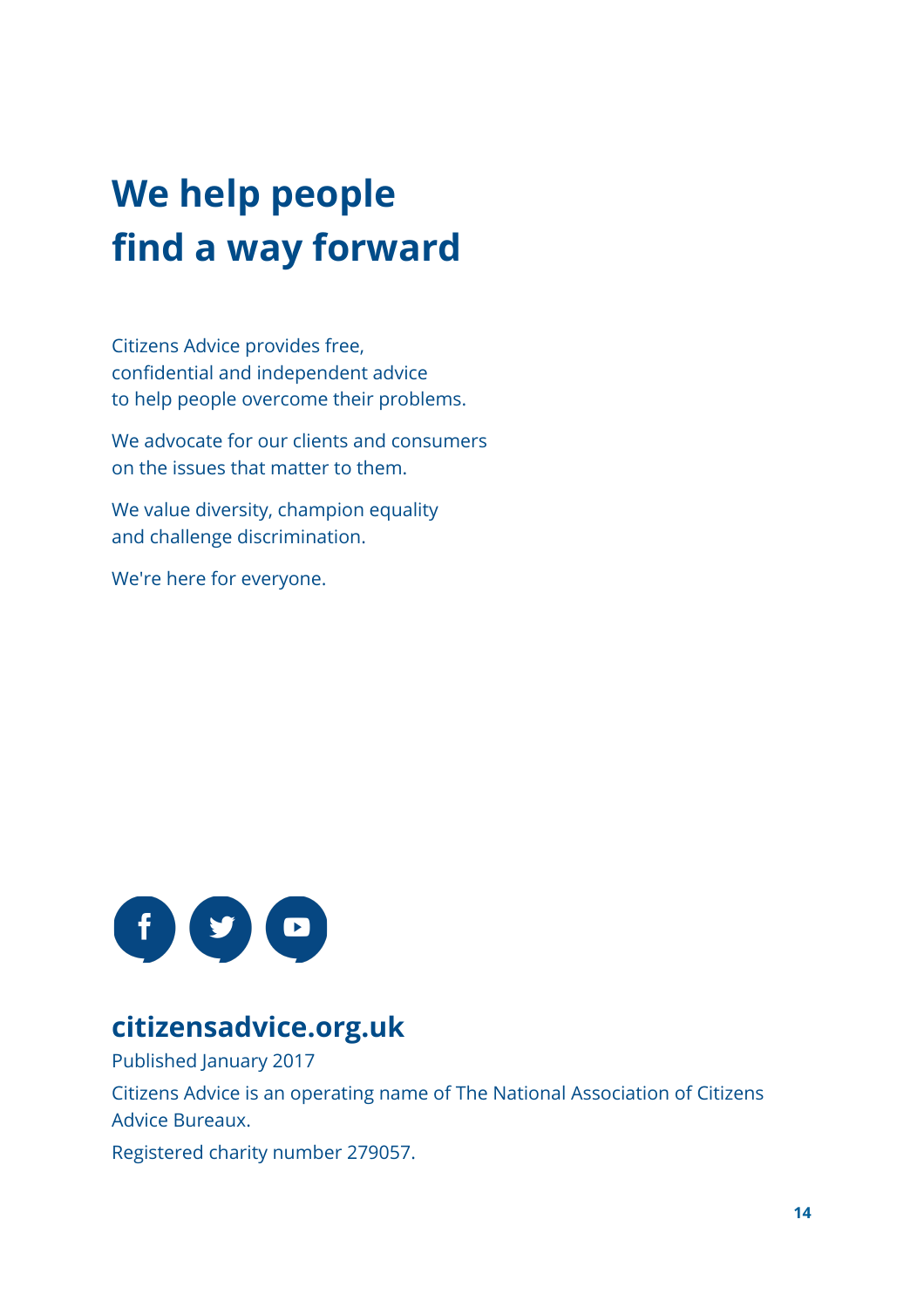# We help people find a way forward

Citizens Advice provides free, confidential and independent advice to help people overcome their problems.

We advocate for our clients and consumers on the issues that matter to them.

We value diversity, champion equality and challenge discrimination.

We're here for everyone.

## citizensadvice.org.uk

Published January 2017

Citizens Advice is an operating name of The National Association of Citizens Advice Bureaux.

Registered charity number 279057.